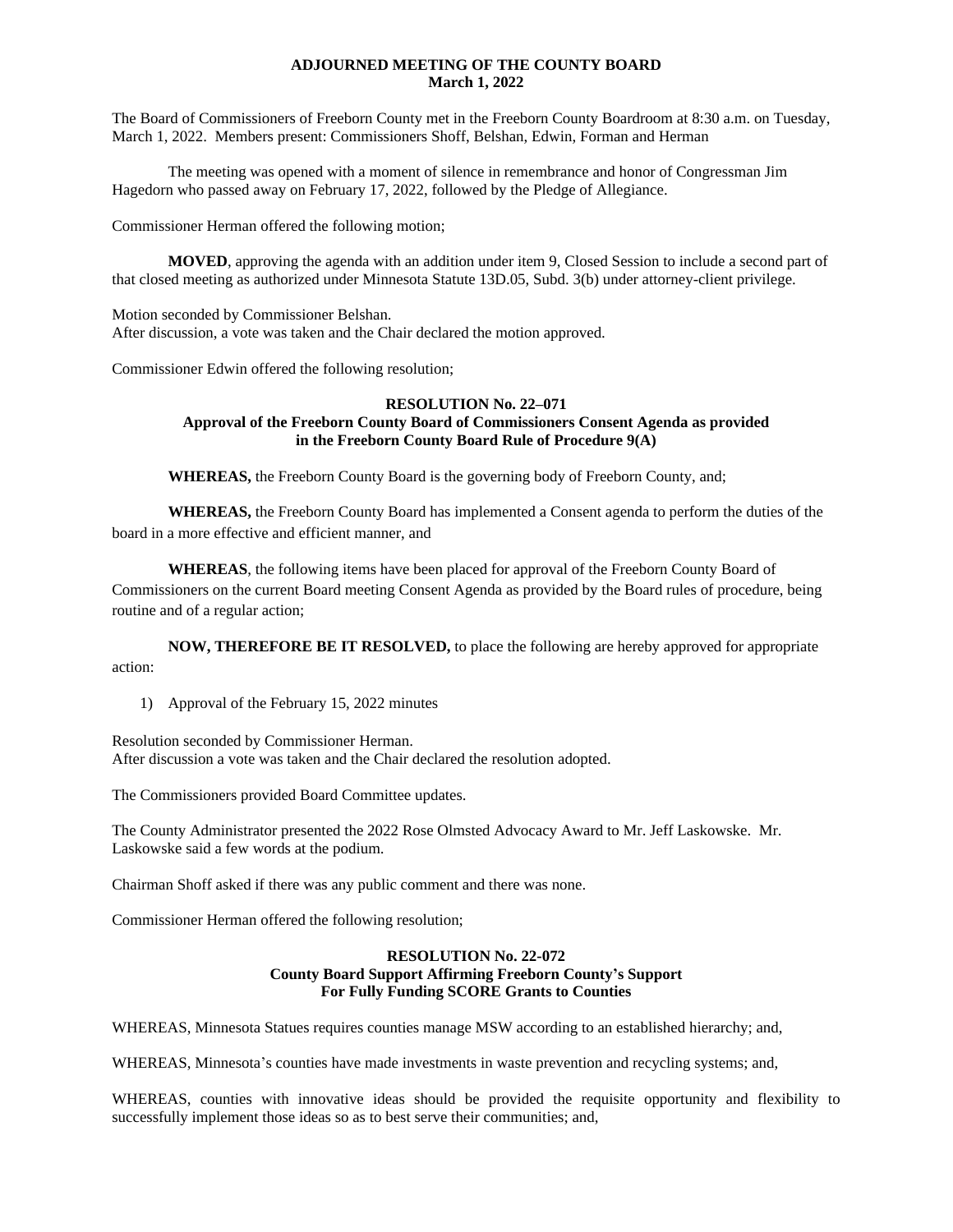**ADJOURNED MEETING OF THE COUNTY BOARD**
**March 1, 2022**

The Board of Commissioners of Freeborn County met in the Freeborn County Boardroom at 8:30 a.m. on Tuesday, March 1, 2022. Members present: Commissioners Shoff, Belshan, Edwin, Forman and Herman

The meeting was opened with a moment of silence in remembrance and honor of Congressman Jim Hagedorn who passed away on February 17, 2022, followed by the Pledge of Allegiance.

Commissioner Herman offered the following motion;

**MOVED**, approving the agenda with an addition under item 9, Closed Session to include a second part of that closed meeting as authorized under Minnesota Statute 13D.05, Subd. 3(b) under attorney-client privilege.

Motion seconded by Commissioner Belshan.
After discussion, a vote was taken and the Chair declared the motion approved.

Commissioner Edwin offered the following resolution;

**RESOLUTION No. 22–071**
**Approval of the Freeborn County Board of Commissioners Consent Agenda as provided in the Freeborn County Board Rule of Procedure 9(A)**

**WHEREAS,** the Freeborn County Board is the governing body of Freeborn County, and;

**WHEREAS,** the Freeborn County Board has implemented a Consent agenda to perform the duties of the board in a more effective and efficient manner, and

**WHEREAS**, the following items have been placed for approval of the Freeborn County Board of Commissioners on the current Board meeting Consent Agenda as provided by the Board rules of procedure, being routine and of a regular action;

**NOW, THEREFORE BE IT RESOLVED,** to place the following are hereby approved for appropriate action:

1) Approval of the February 15, 2022 minutes

Resolution seconded by Commissioner Herman.
After discussion a vote was taken and the Chair declared the resolution adopted.

The Commissioners provided Board Committee updates.

The County Administrator presented the 2022 Rose Olmsted Advocacy Award to Mr. Jeff Laskowske. Mr. Laskowske said a few words at the podium.

Chairman Shoff asked if there was any public comment and there was none.

Commissioner Herman offered the following resolution;

**RESOLUTION No. 22-072**
**County Board Support Affirming Freeborn County's Support For Fully Funding SCORE Grants to Counties**

WHEREAS, Minnesota Statues requires counties manage MSW according to an established hierarchy; and,

WHEREAS, Minnesota's counties have made investments in waste prevention and recycling systems; and,

WHEREAS, counties with innovative ideas should be provided the requisite opportunity and flexibility to successfully implement those ideas so as to best serve their communities; and,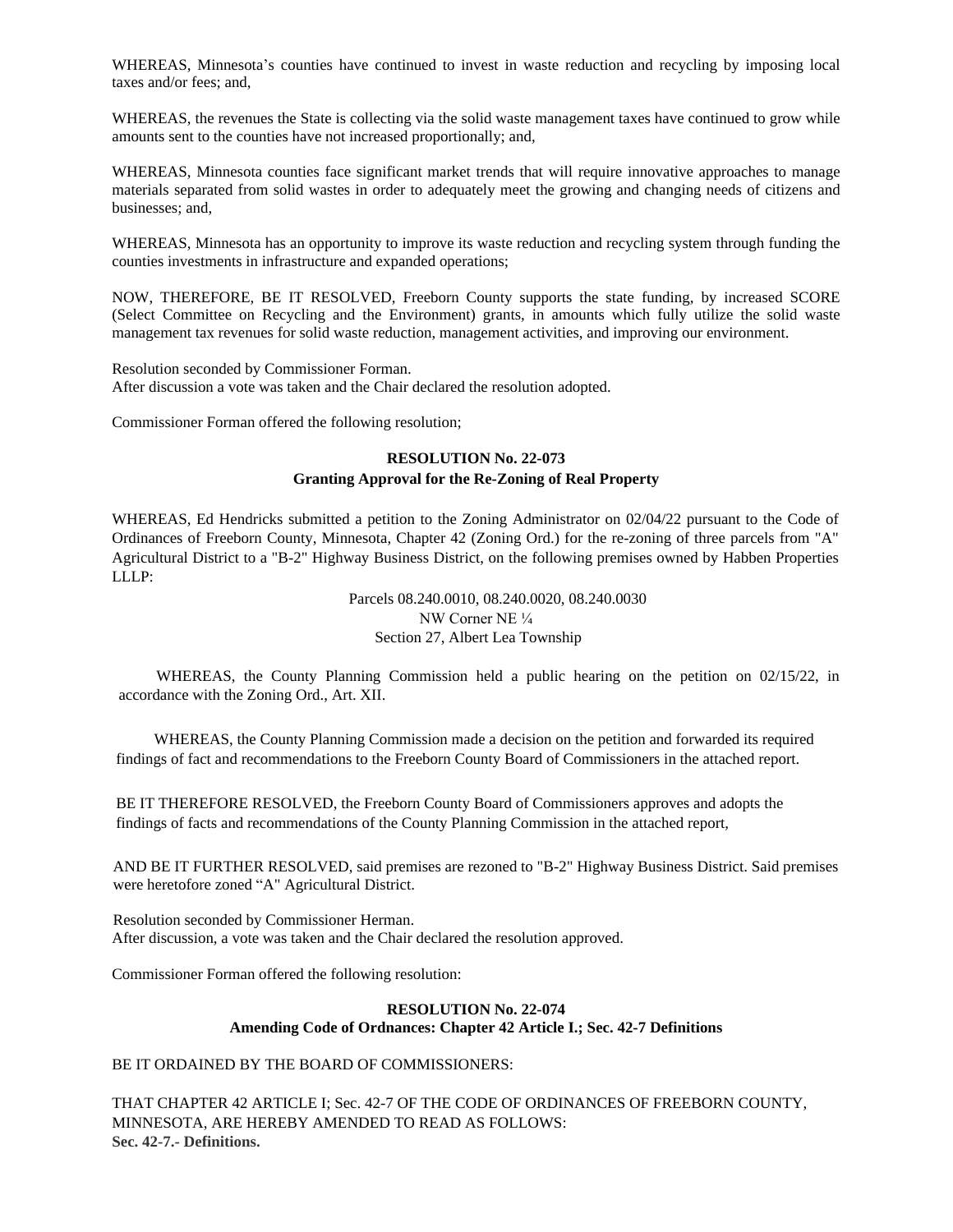WHEREAS, Minnesota's counties have continued to invest in waste reduction and recycling by imposing local taxes and/or fees; and,

WHEREAS, the revenues the State is collecting via the solid waste management taxes have continued to grow while amounts sent to the counties have not increased proportionally; and,

WHEREAS, Minnesota counties face significant market trends that will require innovative approaches to manage materials separated from solid wastes in order to adequately meet the growing and changing needs of citizens and businesses; and,

WHEREAS, Minnesota has an opportunity to improve its waste reduction and recycling system through funding the counties investments in infrastructure and expanded operations;

NOW, THEREFORE, BE IT RESOLVED, Freeborn County supports the state funding, by increased SCORE (Select Committee on Recycling and the Environment) grants, in amounts which fully utilize the solid waste management tax revenues for solid waste reduction, management activities, and improving our environment.

Resolution seconded by Commissioner Forman.
After discussion a vote was taken and the Chair declared the resolution adopted.

Commissioner Forman offered the following resolution;

**RESOLUTION No. 22-073**
**Granting Approval for the Re-Zoning of Real Property**

WHEREAS, Ed Hendricks submitted a petition to the Zoning Administrator on 02/04/22 pursuant to the Code of Ordinances of Freeborn County, Minnesota, Chapter 42 (Zoning Ord.) for the re-zoning of three parcels from "A" Agricultural District to a "B-2" Highway Business District, on the following premises owned by Habben Properties LLLP:

Parcels 08.240.0010, 08.240.0020, 08.240.0030
NW Corner NE ¼
Section 27, Albert Lea Township

WHEREAS, the County Planning Commission held a public hearing on the petition on 02/15/22, in accordance with the Zoning Ord., Art. XII.

WHEREAS, the County Planning Commission made a decision on the petition and forwarded its required findings of fact and recommendations to the Freeborn County Board of Commissioners in the attached report.

BE IT THEREFORE RESOLVED, the Freeborn County Board of Commissioners approves and adopts the findings of facts and recommendations of the County Planning Commission in the attached report,

AND BE IT FURTHER RESOLVED, said premises are rezoned to "B-2" Highway Business District. Said premises were heretofore zoned "A" Agricultural District.

Resolution seconded by Commissioner Herman.
After discussion, a vote was taken and the Chair declared the resolution approved.

Commissioner Forman offered the following resolution:

**RESOLUTION No. 22-074**
**Amending Code of Ordnances: Chapter 42 Article I.; Sec. 42-7 Definitions**

BE IT ORDAINED BY THE BOARD OF COMMISSIONERS:

THAT CHAPTER 42 ARTICLE I; Sec. 42-7 OF THE CODE OF ORDINANCES OF FREEBORN COUNTY, MINNESOTA, ARE HEREBY AMENDED TO READ AS FOLLOWS:
**Sec. 42-7.- Definitions.**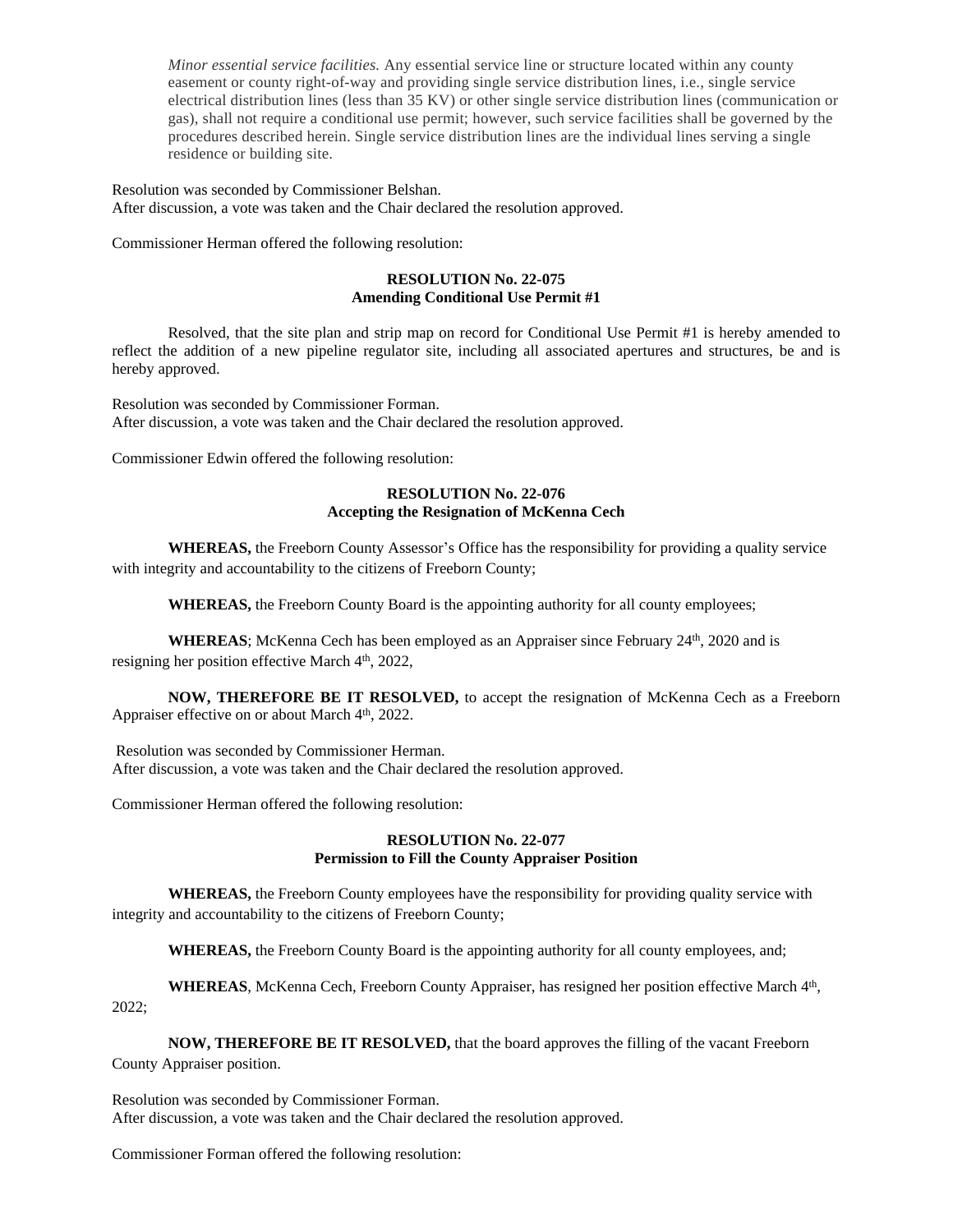*Minor essential service facilities.* Any essential service line or structure located within any county easement or county right-of-way and providing single service distribution lines, i.e., single service electrical distribution lines (less than 35 KV) or other single service distribution lines (communication or gas), shall not require a conditional use permit; however, such service facilities shall be governed by the procedures described herein. Single service distribution lines are the individual lines serving a single residence or building site.

Resolution was seconded by Commissioner Belshan.
After discussion, a vote was taken and the Chair declared the resolution approved.

Commissioner Herman offered the following resolution:

**RESOLUTION No. 22-075**
**Amending Conditional Use Permit #1**

Resolved, that the site plan and strip map on record for Conditional Use Permit #1 is hereby amended to reflect the addition of a new pipeline regulator site, including all associated apertures and structures, be and is hereby approved.

Resolution was seconded by Commissioner Forman.
After discussion, a vote was taken and the Chair declared the resolution approved.

Commissioner Edwin offered the following resolution:

**RESOLUTION No. 22-076**
**Accepting the Resignation of McKenna Cech**

**WHEREAS,** the Freeborn County Assessor's Office has the responsibility for providing a quality service with integrity and accountability to the citizens of Freeborn County;

**WHEREAS,** the Freeborn County Board is the appointing authority for all county employees;

**WHEREAS**; McKenna Cech has been employed as an Appraiser since February 24th, 2020 and is resigning her position effective March 4th, 2022,

**NOW, THEREFORE BE IT RESOLVED,** to accept the resignation of McKenna Cech as a Freeborn Appraiser effective on or about March 4th, 2022.

Resolution was seconded by Commissioner Herman.
After discussion, a vote was taken and the Chair declared the resolution approved.

Commissioner Herman offered the following resolution:

**RESOLUTION No. 22-077**
**Permission to Fill the County Appraiser Position**

**WHEREAS,** the Freeborn County employees have the responsibility for providing quality service with integrity and accountability to the citizens of Freeborn County;

**WHEREAS,** the Freeborn County Board is the appointing authority for all county employees, and;

**WHEREAS**, McKenna Cech, Freeborn County Appraiser, has resigned her position effective March 4th, 2022;

**NOW, THEREFORE BE IT RESOLVED,** that the board approves the filling of the vacant Freeborn County Appraiser position.

Resolution was seconded by Commissioner Forman.
After discussion, a vote was taken and the Chair declared the resolution approved.

Commissioner Forman offered the following resolution: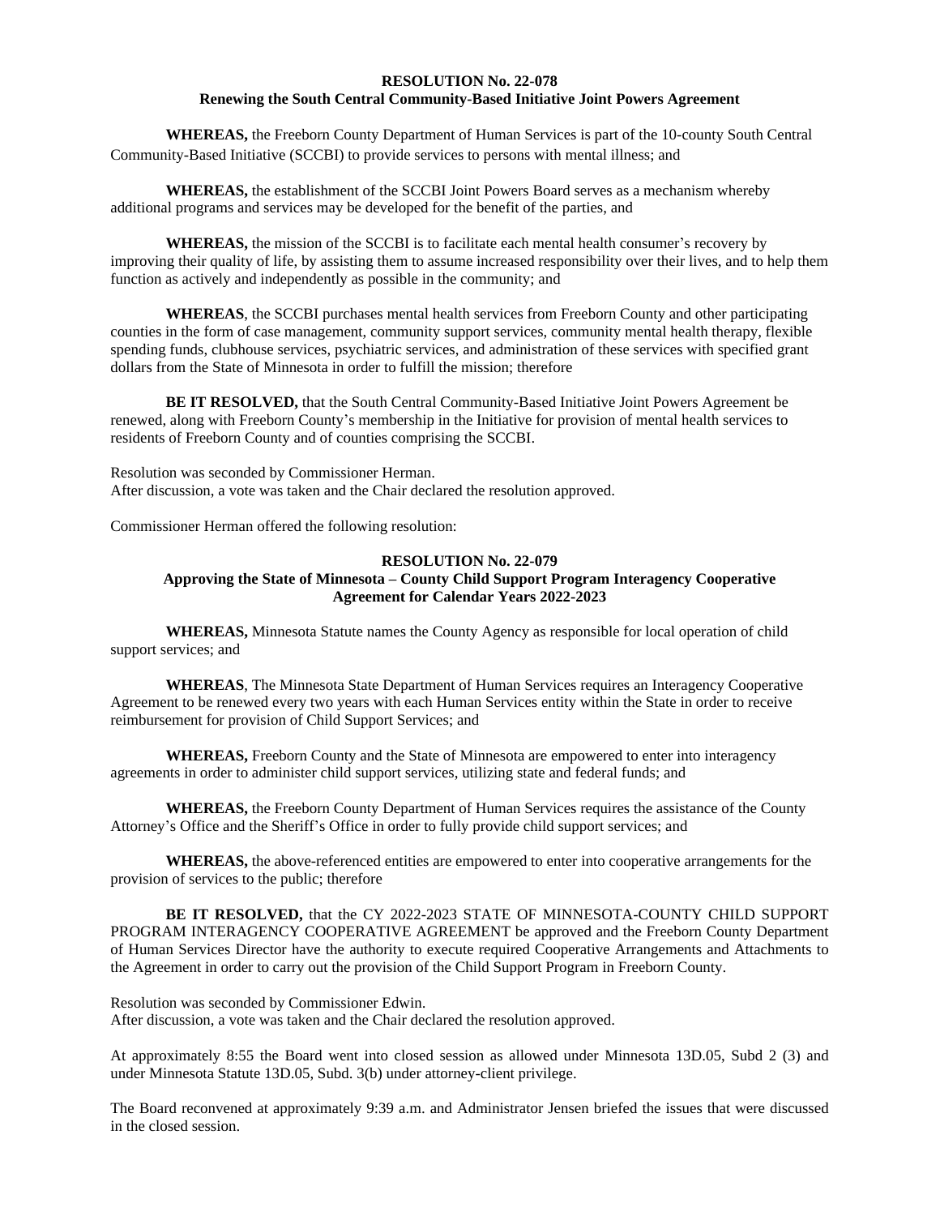**RESOLUTION No. 22-078**
**Renewing the South Central Community-Based Initiative Joint Powers Agreement**

**WHEREAS,** the Freeborn County Department of Human Services is part of the 10-county South Central Community-Based Initiative (SCCBI) to provide services to persons with mental illness; and

**WHEREAS,** the establishment of the SCCBI Joint Powers Board serves as a mechanism whereby additional programs and services may be developed for the benefit of the parties, and

**WHEREAS,** the mission of the SCCBI is to facilitate each mental health consumer's recovery by improving their quality of life, by assisting them to assume increased responsibility over their lives, and to help them function as actively and independently as possible in the community; and

**WHEREAS**, the SCCBI purchases mental health services from Freeborn County and other participating counties in the form of case management, community support services, community mental health therapy, flexible spending funds, clubhouse services, psychiatric services, and administration of these services with specified grant dollars from the State of Minnesota in order to fulfill the mission; therefore

**BE IT RESOLVED,** that the South Central Community-Based Initiative Joint Powers Agreement be renewed, along with Freeborn County's membership in the Initiative for provision of mental health services to residents of Freeborn County and of counties comprising the SCCBI.

Resolution was seconded by Commissioner Herman.
After discussion, a vote was taken and the Chair declared the resolution approved.

Commissioner Herman offered the following resolution:

**RESOLUTION No. 22-079**
**Approving the State of Minnesota – County Child Support Program Interagency Cooperative Agreement for Calendar Years 2022-2023**

**WHEREAS,** Minnesota Statute names the County Agency as responsible for local operation of child support services; and

**WHEREAS**, The Minnesota State Department of Human Services requires an Interagency Cooperative Agreement to be renewed every two years with each Human Services entity within the State in order to receive reimbursement for provision of Child Support Services; and

**WHEREAS,** Freeborn County and the State of Minnesota are empowered to enter into interagency agreements in order to administer child support services, utilizing state and federal funds; and

**WHEREAS,** the Freeborn County Department of Human Services requires the assistance of the County Attorney's Office and the Sheriff's Office in order to fully provide child support services; and

**WHEREAS,** the above-referenced entities are empowered to enter into cooperative arrangements for the provision of services to the public; therefore

**BE IT RESOLVED,** that the CY 2022-2023 STATE OF MINNESOTA-COUNTY CHILD SUPPORT PROGRAM INTERAGENCY COOPERATIVE AGREEMENT be approved and the Freeborn County Department of Human Services Director have the authority to execute required Cooperative Arrangements and Attachments to the Agreement in order to carry out the provision of the Child Support Program in Freeborn County.

Resolution was seconded by Commissioner Edwin.
After discussion, a vote was taken and the Chair declared the resolution approved.

At approximately 8:55 the Board went into closed session as allowed under Minnesota 13D.05, Subd 2 (3) and under Minnesota Statute 13D.05, Subd. 3(b) under attorney-client privilege.

The Board reconvened at approximately 9:39 a.m. and Administrator Jensen briefed the issues that were discussed in the closed session.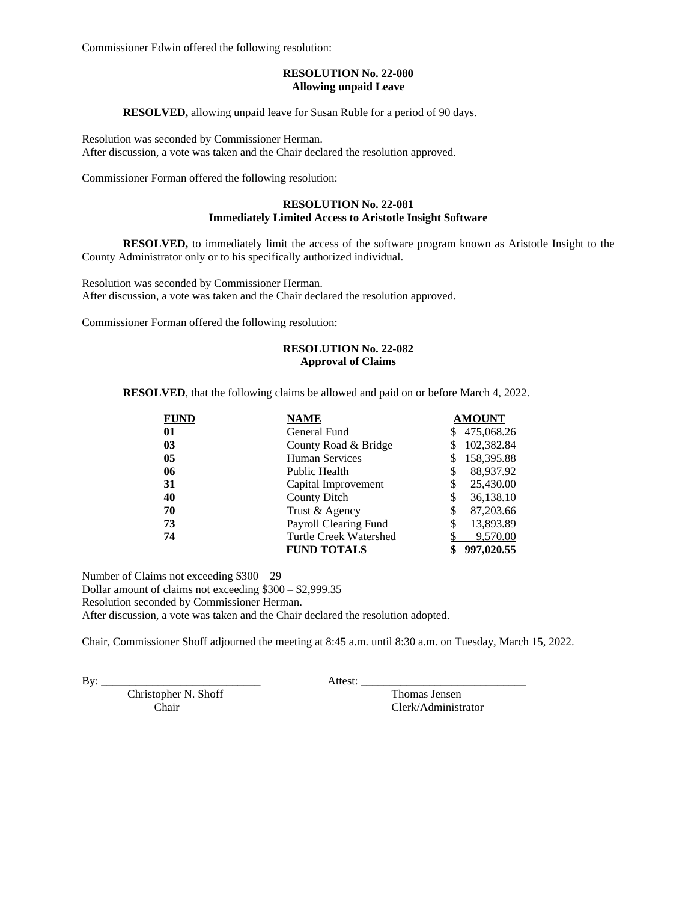Commissioner Edwin offered the following resolution:

**RESOLUTION No. 22-080**
**Allowing unpaid Leave**

**RESOLVED,** allowing unpaid leave for Susan Ruble for a period of 90 days.

Resolution was seconded by Commissioner Herman.
After discussion, a vote was taken and the Chair declared the resolution approved.

Commissioner Forman offered the following resolution:

**RESOLUTION No. 22-081**
**Immediately Limited Access to Aristotle Insight Software**

**RESOLVED,** to immediately limit the access of the software program known as Aristotle Insight to the County Administrator only or to his specifically authorized individual.

Resolution was seconded by Commissioner Herman.
After discussion, a vote was taken and the Chair declared the resolution approved.

Commissioner Forman offered the following resolution:

**RESOLUTION No. 22-082**
**Approval of Claims**

**RESOLVED**, that the following claims be allowed and paid on or before March 4, 2022.

| FUND | NAME | AMOUNT |
|---|---|---|
| **01** | General Fund | $ 475,068.26 |
| **03** | County Road & Bridge | $ 102,382.84 |
| **05** | Human Services | $ 158,395.88 |
| **06** | Public Health | $ 88,937.92 |
| **31** | Capital Improvement | $ 25,430.00 |
| **40** | County Ditch | $ 36,138.10 |
| **70** | Trust & Agency | $ 87,203.66 |
| **73** | Payroll Clearing Fund | $ 13,893.89 |
| **74** | Turtle Creek Watershed | $ 9,570.00 |
| | **FUND TOTALS** | **$ 997,020.55** |

Number of Claims not exceeding $300 – 29
Dollar amount of claims not exceeding $300 – $2,999.35
Resolution seconded by Commissioner Herman.
After discussion, a vote was taken and the Chair declared the resolution adopted.

Chair, Commissioner Shoff adjourned the meeting at 8:45 a.m. until 8:30 a.m. on Tuesday, March 15, 2022.

By: ____________________________
Christopher N. Shoff
Chair

Attest: ____________________________
Thomas Jensen
Clerk/Administrator